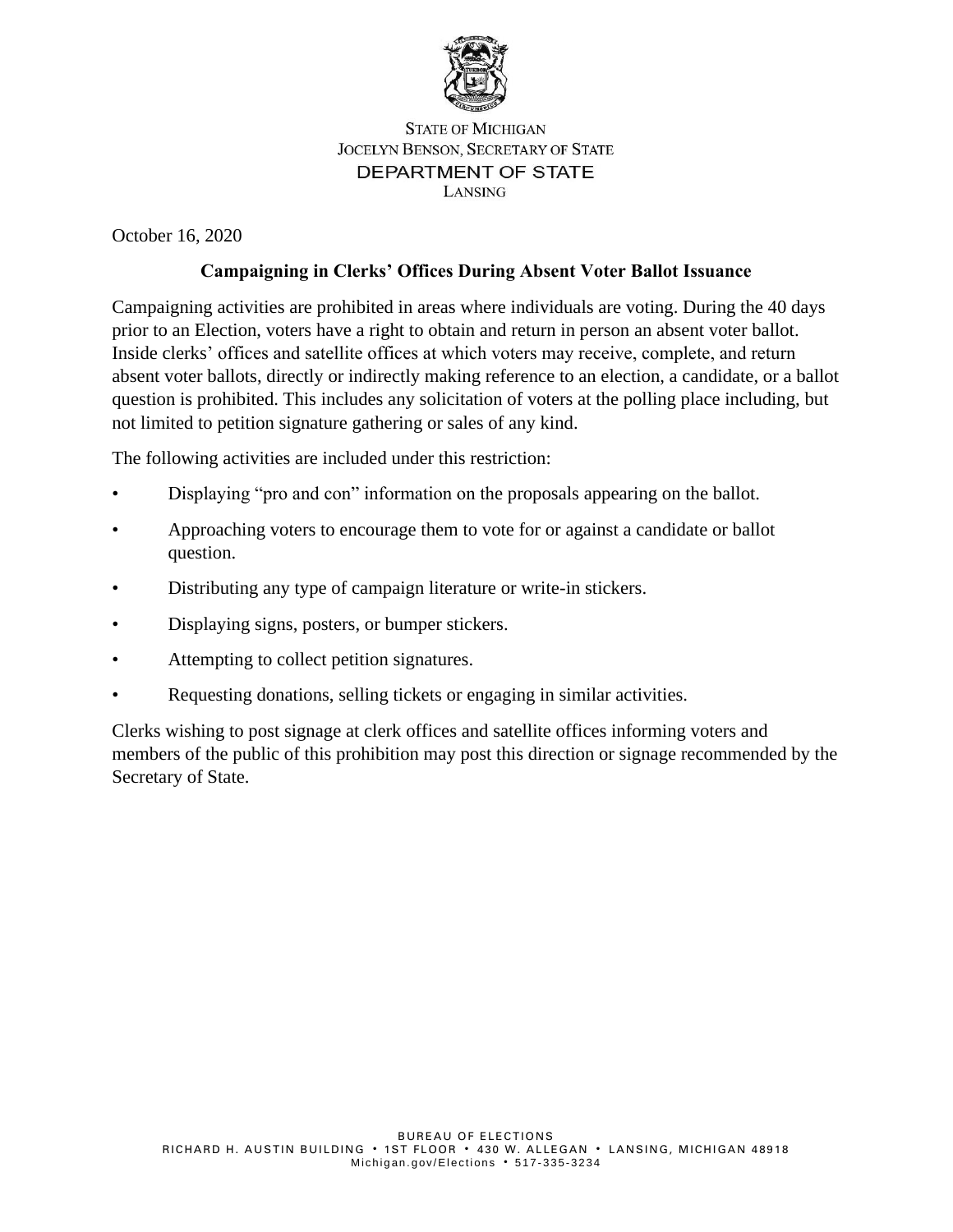STATE OF MICHIGAN
JOCELYN BENSON, SECRETARY OF STATE
DEPARTMENT OF STATE
LANSING

October 16, 2020

## Campaigning in Clerks' Offices During Absent Voter Ballot Issuance

Campaigning activities are prohibited in areas where individuals are voting. During the 40 days prior to an Election, voters have a right to obtain and return in person an absent voter ballot. Inside clerks' offices and satellite offices at which voters may receive, complete, and return absent voter ballots, directly or indirectly making reference to an election, a candidate, or a ballot question is prohibited. This includes any solicitation of voters at the polling place including, but not limited to petition signature gathering or sales of any kind.

The following activities are included under this restriction:

- Displaying "pro and con" information on the proposals appearing on the ballot.
- Approaching voters to encourage them to vote for or against a candidate or ballot question.
- Distributing any type of campaign literature or write-in stickers.
- Displaying signs, posters, or bumper stickers.
- Attempting to collect petition signatures.
- Requesting donations, selling tickets or engaging in similar activities.

Clerks wishing to post signage at clerk offices and satellite offices informing voters and members of the public of this prohibition may post this direction or signage recommended by the Secretary of State.

BUREAU OF ELECTIONS
RICHARD H. AUSTIN BUILDING • 1ST FLOOR • 430 W. ALLEGAN • LANSING, MICHIGAN 48918
Michigan.gov/Elections • 517-335-3234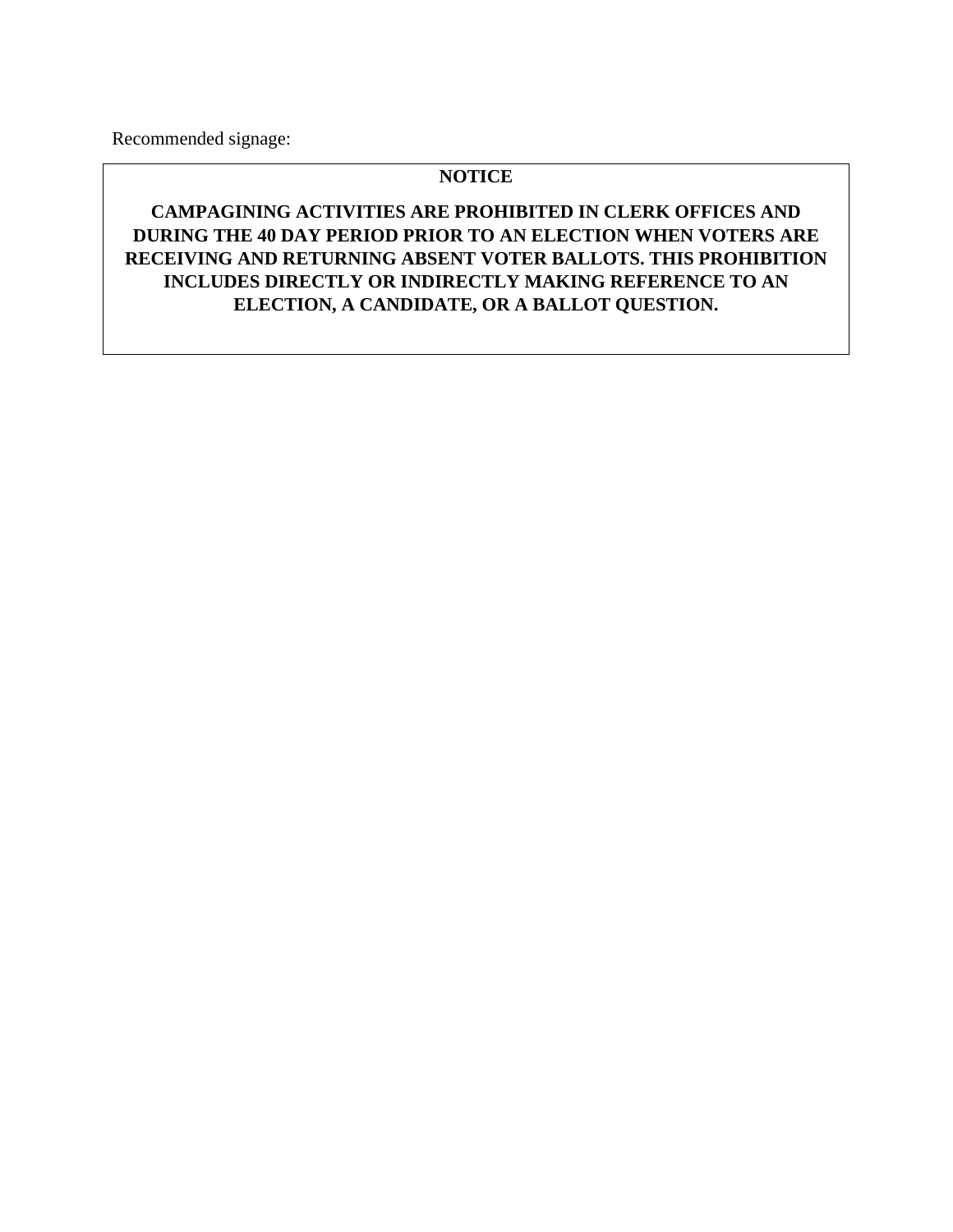Recommended signage:

**NOTICE**

**CAMPAGINING ACTIVITIES ARE PROHIBITED IN CLERK OFFICES AND DURING THE 40 DAY PERIOD PRIOR TO AN ELECTION WHEN VOTERS ARE RECEIVING AND RETURNING ABSENT VOTER BALLOTS. THIS PROHIBITION INCLUDES DIRECTLY OR INDIRECTLY MAKING REFERENCE TO AN ELECTION, A CANDIDATE, OR A BALLOT QUESTION.**